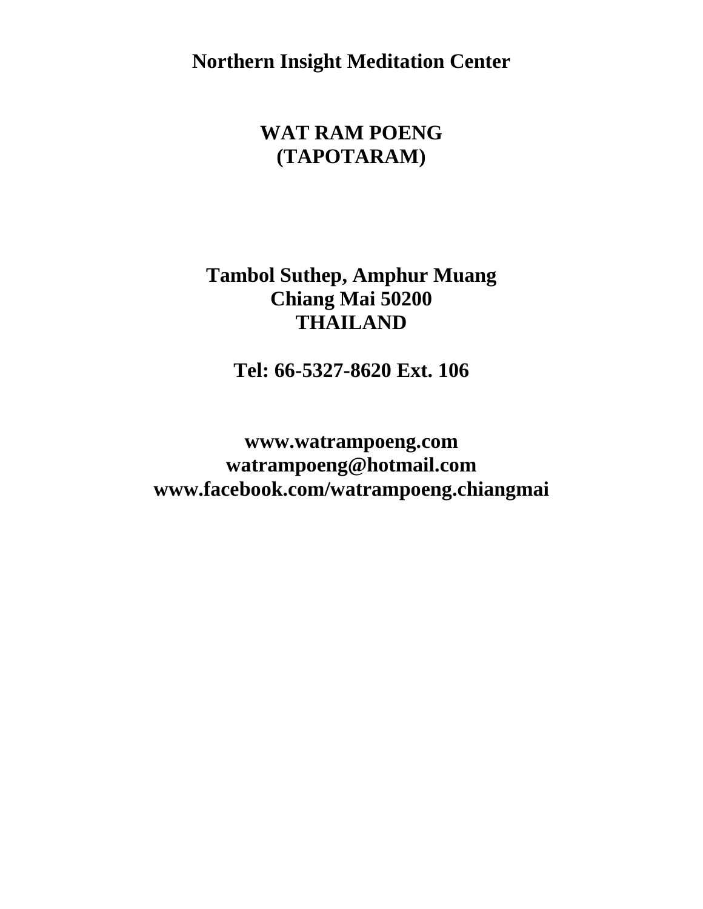**Northern Insight Meditation Center**

# WAT RAM POENG
# (TAPOTARAM)

**Tambol Suthep, Amphur Muang**
**Chiang Mai 50200**
**THAILAND**

**Tel: 66-5327-8620 Ext. 106**

**www.watrampoeng.com**
**watrampoeng@hotmail.com**
**www.facebook.com/watrampoeng.chiangmai**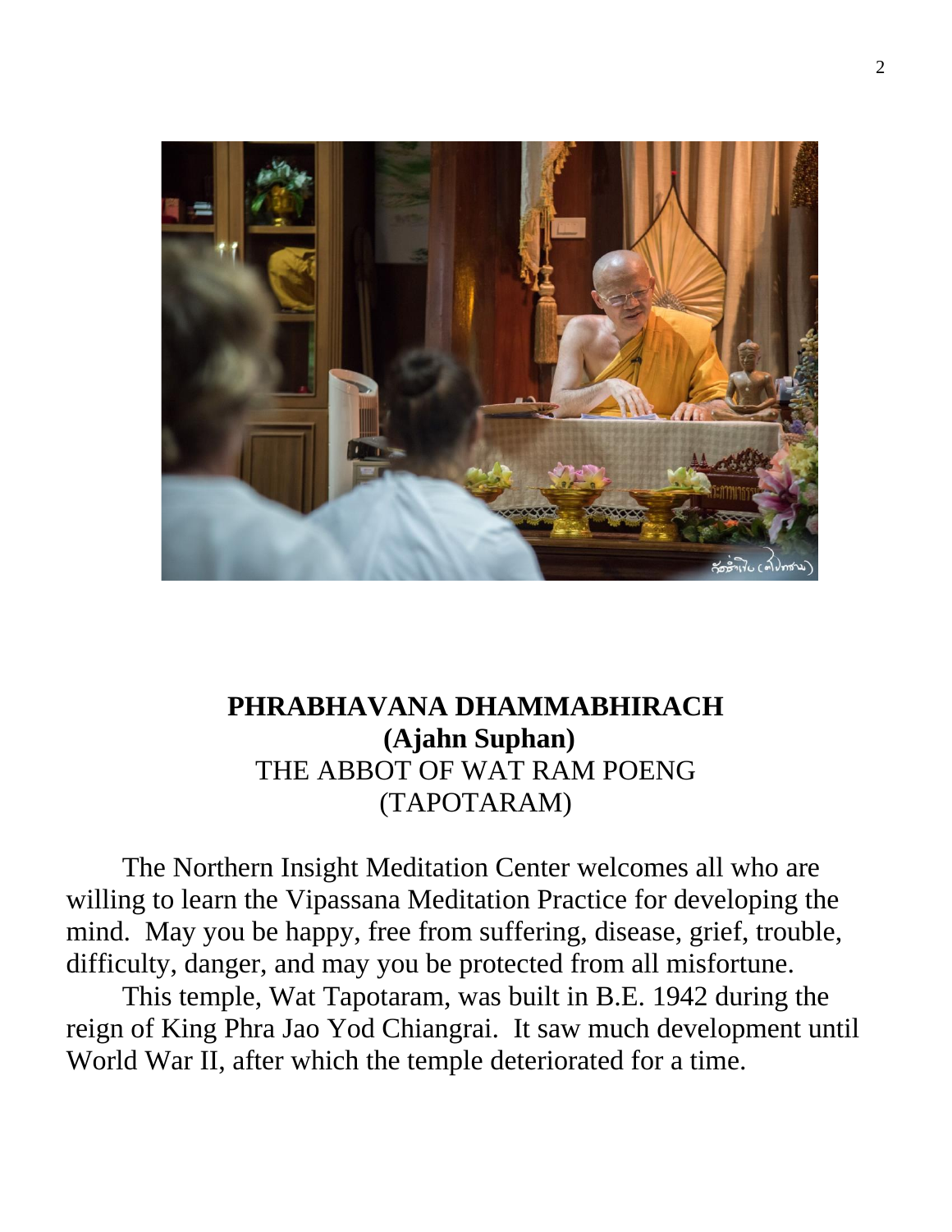**PHRABHAVANA DHAMMABHIRACH**
**(Ajahn Suphan)**
THE ABBOT OF WAT RAM POENG
(TAPOTARAM)

The Northern Insight Meditation Center welcomes all who are willing to learn the Vipassana Meditation Practice for developing the mind. May you be happy, free from suffering, disease, grief, trouble, difficulty, danger, and may you be protected from all misfortune.

This temple, Wat Tapotaram, was built in B.E. 1942 during the reign of King Phra Jao Yod Chiangrai. It saw much development until World War II, after which the temple deteriorated for a time.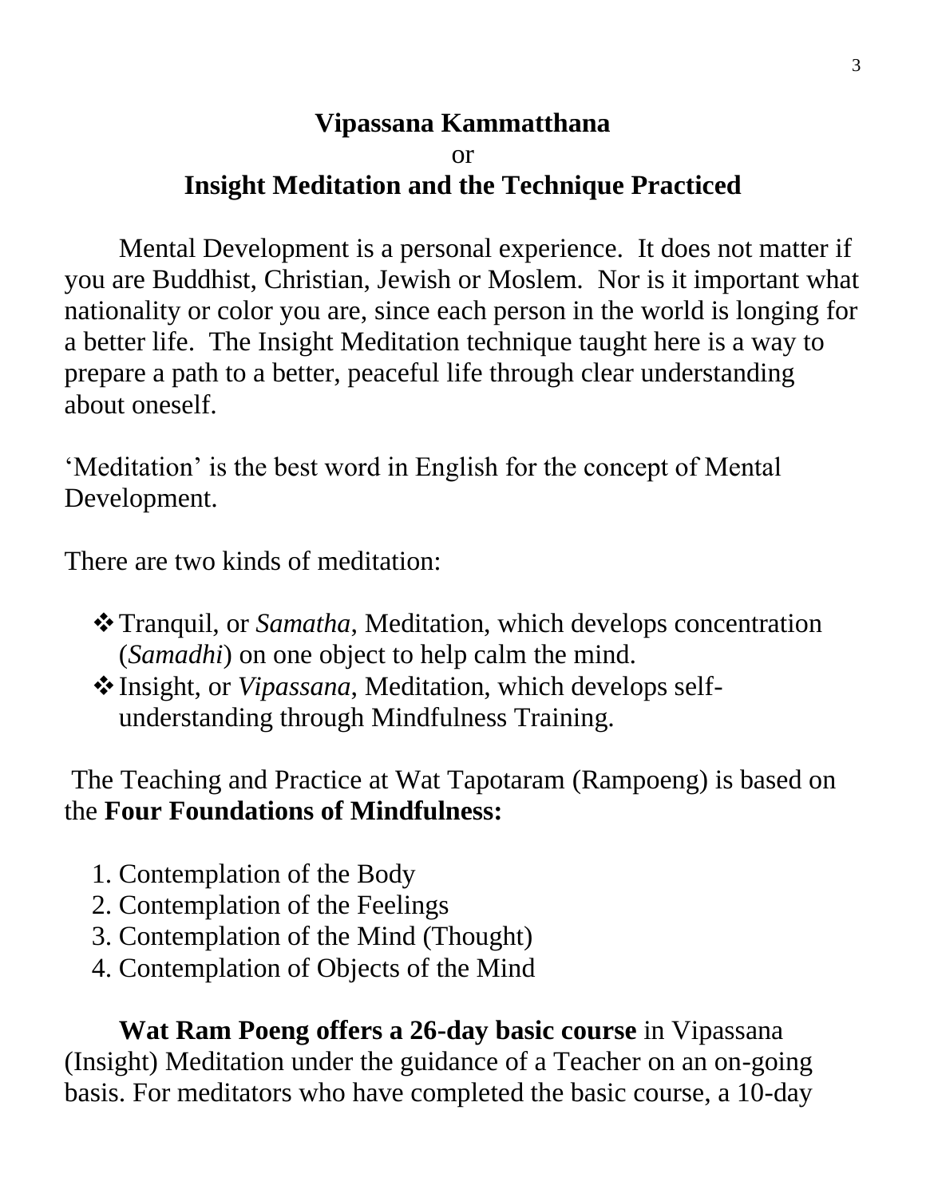# Vipassana Kammatthana
or
# Insight Meditation and the Technique Practiced

Mental Development is a personal experience. It does not matter if you are Buddhist, Christian, Jewish or Moslem. Nor is it important what nationality or color you are, since each person in the world is longing for a better life. The Insight Meditation technique taught here is a way to prepare a path to a better, peaceful life through clear understanding about oneself.

'Meditation' is the best word in English for the concept of Mental Development.

There are two kinds of meditation:

- Tranquil, or *Samatha*, Meditation, which develops concentration (*Samadhi*) on one object to help calm the mind.
- Insight, or *Vipassana*, Meditation, which develops self-understanding through Mindfulness Training.

The Teaching and Practice at Wat Tapotaram (Rampoeng) is based on the **Four Foundations of Mindfulness:**

1. Contemplation of the Body
2. Contemplation of the Feelings
3. Contemplation of the Mind (Thought)
4. Contemplation of Objects of the Mind

**Wat Ram Poeng offers a 26-day basic course** in Vipassana (Insight) Meditation under the guidance of a Teacher on an on-going basis. For meditators who have completed the basic course, a 10-day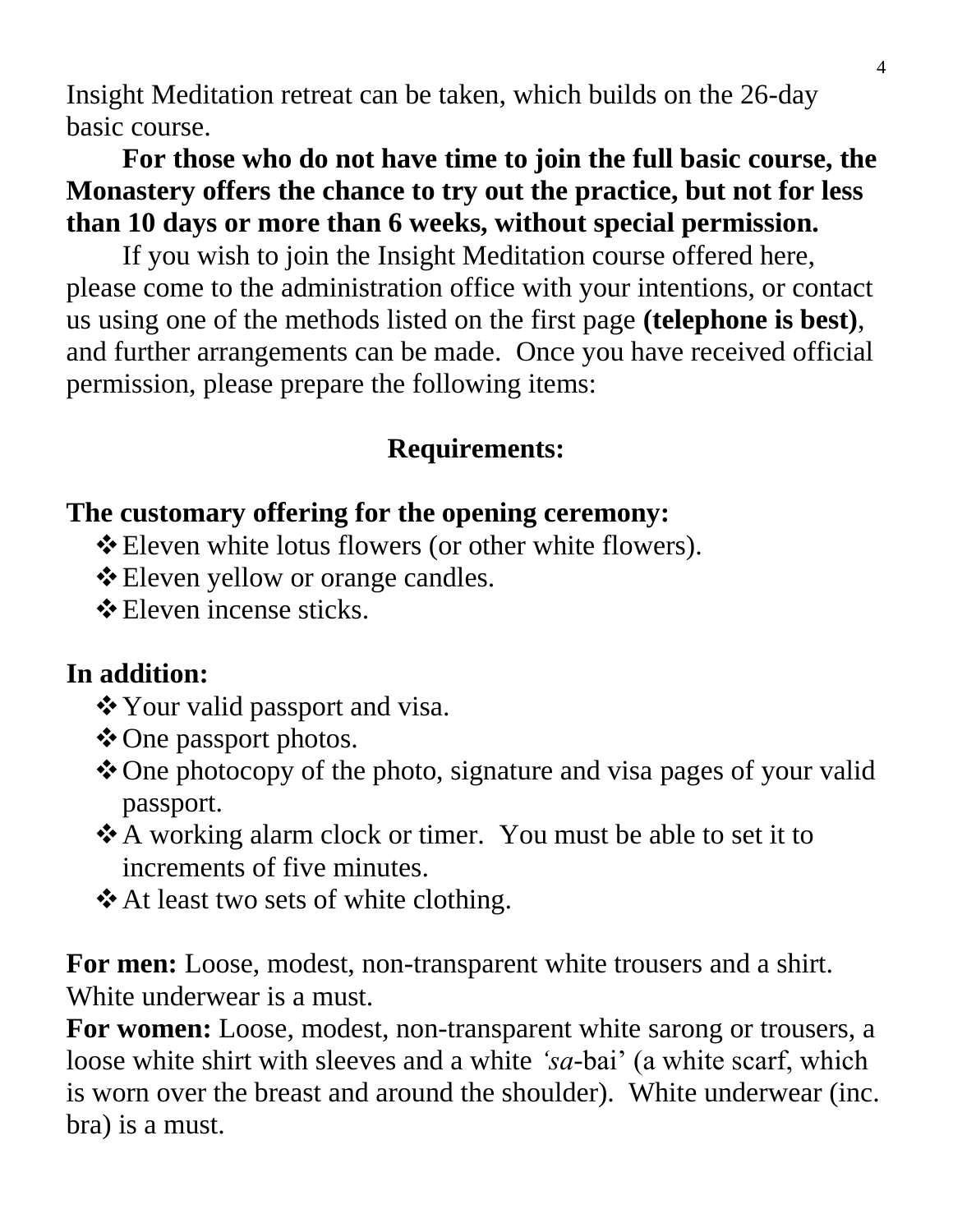Insight Meditation retreat can be taken, which builds on the 26-day basic course.

**For those who do not have time to join the full basic course, the Monastery offers the chance to try out the practice, but not for less than 10 days or more than 6 weeks, without special permission.**

If you wish to join the Insight Meditation course offered here, please come to the administration office with your intentions, or contact us using one of the methods listed on the first page **(telephone is best)**, and further arrangements can be made. Once you have received official permission, please prepare the following items:

## Requirements:

**The customary offering for the opening ceremony:**

- Eleven white lotus flowers (or other white flowers).
- Eleven yellow or orange candles.
- Eleven incense sticks.

**In addition:**

- Your valid passport and visa.
- One passport photos.
- One photocopy of the photo, signature and visa pages of your valid passport.
- A working alarm clock or timer. You must be able to set it to increments of five minutes.
- At least two sets of white clothing.

**For men:** Loose, modest, non-transparent white trousers and a shirt. White underwear is a must.

**For women:** Loose, modest, non-transparent white sarong or trousers, a loose white shirt with sleeves and a white *'sa*-bai' (a white scarf, which is worn over the breast and around the shoulder). White underwear (inc. bra) is a must.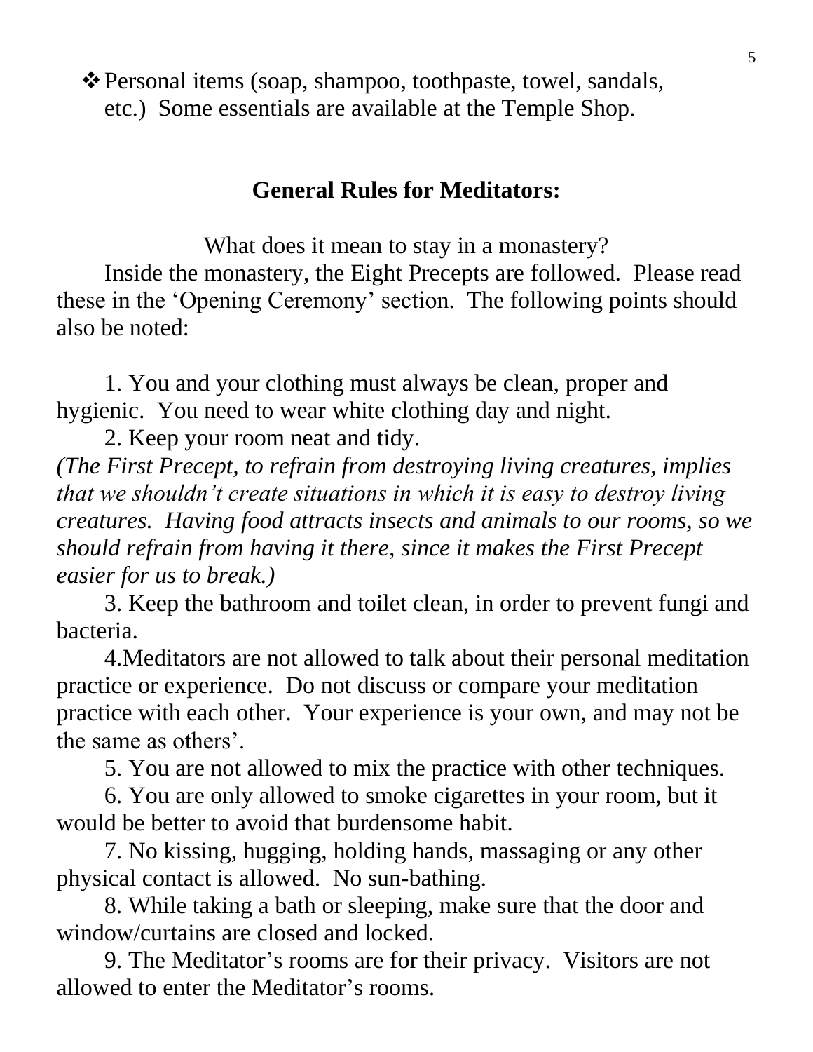- Personal items (soap, shampoo, toothpaste, towel, sandals, etc.) Some essentials are available at the Temple Shop.

## General Rules for Meditators:

What does it mean to stay in a monastery?

Inside the monastery, the Eight Precepts are followed. Please read these in the 'Opening Ceremony' section. The following points should also be noted:

1. You and your clothing must always be clean, proper and hygienic. You need to wear white clothing day and night.
2. Keep your room neat and tidy.
*(The First Precept, to refrain from destroying living creatures, implies that we shouldn't create situations in which it is easy to destroy living creatures. Having food attracts insects and animals to our rooms, so we should refrain from having it there, since it makes the First Precept easier for us to break.)*
3. Keep the bathroom and toilet clean, in order to prevent fungi and bacteria.
4. Meditators are not allowed to talk about their personal meditation practice or experience. Do not discuss or compare your meditation practice with each other. Your experience is your own, and may not be the same as others'.
5. You are not allowed to mix the practice with other techniques.
6. You are only allowed to smoke cigarettes in your room, but it would be better to avoid that burdensome habit.
7. No kissing, hugging, holding hands, massaging or any other physical contact is allowed. No sun-bathing.
8. While taking a bath or sleeping, make sure that the door and window/curtains are closed and locked.
9. The Meditator's rooms are for their privacy. Visitors are not allowed to enter the Meditator's rooms.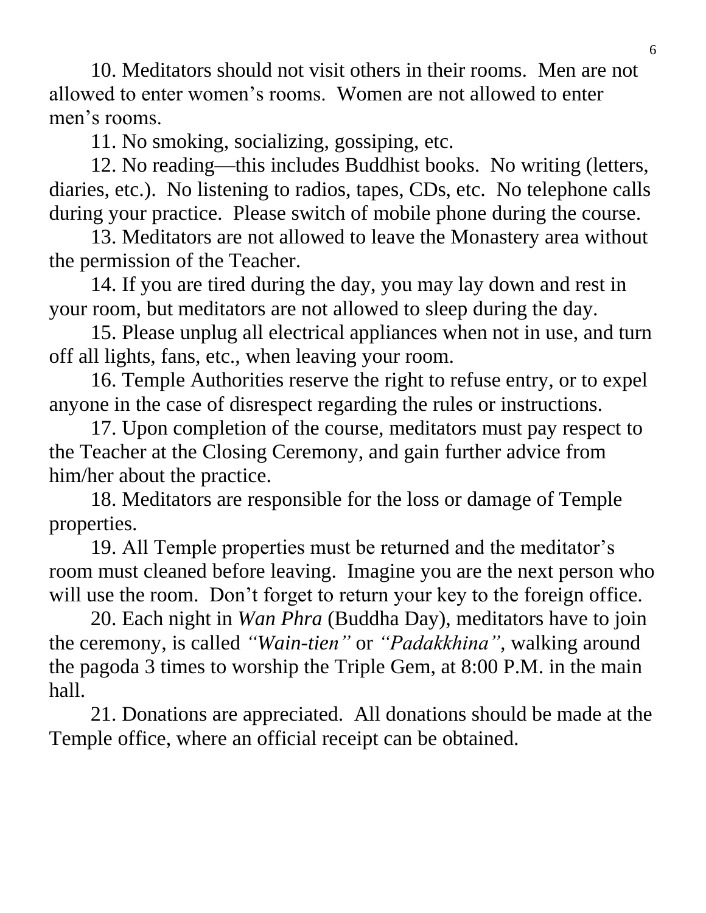10. Meditators should not visit others in their rooms. Men are not allowed to enter women's rooms. Women are not allowed to enter men's rooms.

11. No smoking, socializing, gossiping, etc.

12. No reading—this includes Buddhist books. No writing (letters, diaries, etc.). No listening to radios, tapes, CDs, etc. No telephone calls during your practice. Please switch of mobile phone during the course.

13. Meditators are not allowed to leave the Monastery area without the permission of the Teacher.

14. If you are tired during the day, you may lay down and rest in your room, but meditators are not allowed to sleep during the day.

15. Please unplug all electrical appliances when not in use, and turn off all lights, fans, etc., when leaving your room.

16. Temple Authorities reserve the right to refuse entry, or to expel anyone in the case of disrespect regarding the rules or instructions.

17. Upon completion of the course, meditators must pay respect to the Teacher at the Closing Ceremony, and gain further advice from him/her about the practice.

18. Meditators are responsible for the loss or damage of Temple properties.

19. All Temple properties must be returned and the meditator's room must cleaned before leaving. Imagine you are the next person who will use the room. Don't forget to return your key to the foreign office.

20. Each night in *Wan Phra* (Buddha Day), meditators have to join the ceremony, is called *"Wain-tien"* or *"Padakkhina"*, walking around the pagoda 3 times to worship the Triple Gem, at 8:00 P.M. in the main hall.

21. Donations are appreciated. All donations should be made at the Temple office, where an official receipt can be obtained.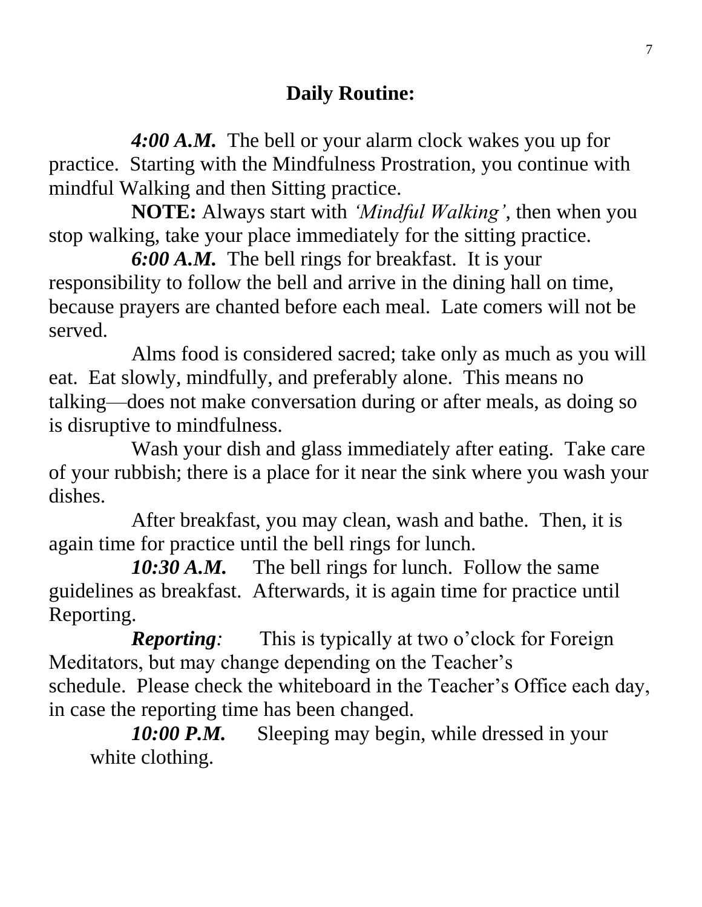## Daily Routine:

***4:00 A.M.*** The bell or your alarm clock wakes you up for practice. Starting with the Mindfulness Prostration, you continue with mindful Walking and then Sitting practice.

**NOTE:** Always start with *'Mindful Walking'*, then when you stop walking, take your place immediately for the sitting practice.

***6:00 A.M.*** The bell rings for breakfast. It is your responsibility to follow the bell and arrive in the dining hall on time, because prayers are chanted before each meal. Late comers will not be served.

Alms food is considered sacred; take only as much as you will eat. Eat slowly, mindfully, and preferably alone. This means no talking—does not make conversation during or after meals, as doing so is disruptive to mindfulness.

Wash your dish and glass immediately after eating. Take care of your rubbish; there is a place for it near the sink where you wash your dishes.

After breakfast, you may clean, wash and bathe. Then, it is again time for practice until the bell rings for lunch.

***10:30 A.M.*** The bell rings for lunch. Follow the same guidelines as breakfast. Afterwards, it is again time for practice until Reporting.

***Reporting:*** This is typically at two o'clock for Foreign Meditators, but may change depending on the Teacher's schedule. Please check the whiteboard in the Teacher's Office each day, in case the reporting time has been changed.

***10:00 P.M.*** Sleeping may begin, while dressed in your white clothing.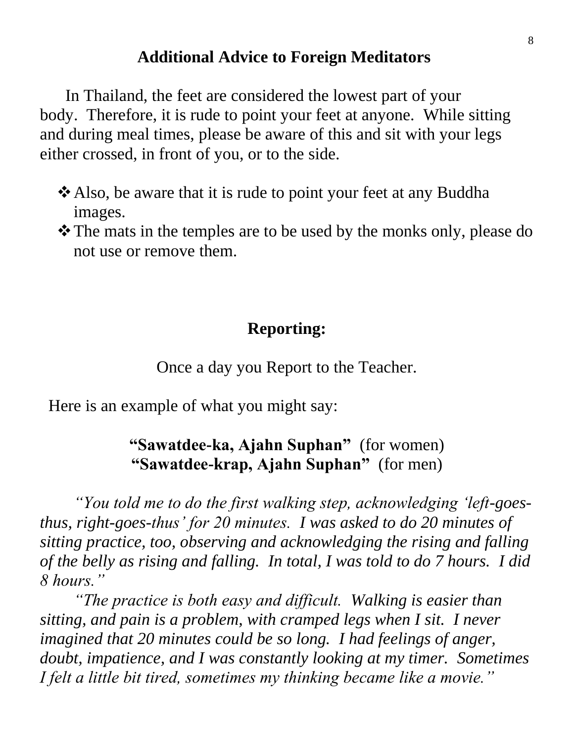## Additional Advice to Foreign Meditators

In Thailand, the feet are considered the lowest part of your body. Therefore, it is rude to point your feet at anyone. While sitting and during meal times, please be aware of this and sit with your legs either crossed, in front of you, or to the side.

- Also, be aware that it is rude to point your feet at any Buddha images.
- The mats in the temples are to be used by the monks only, please do not use or remove them.

## Reporting:

Once a day you Report to the Teacher.

Here is an example of what you might say:

**"Sawatdee-ka, Ajahn Suphan"** (for women)
**"Sawatdee-krap, Ajahn Suphan"** (for men)

*"You told me to do the first walking step, acknowledging 'left-goes-thus, right-goes-thus' for 20 minutes. I was asked to do 20 minutes of sitting practice, too, observing and acknowledging the rising and falling of the belly as rising and falling. In total, I was told to do 7 hours. I did 8 hours."*

*"The practice is both easy and difficult. Walking is easier than sitting, and pain is a problem, with cramped legs when I sit. I never imagined that 20 minutes could be so long. I had feelings of anger, doubt, impatience, and I was constantly looking at my timer. Sometimes I felt a little bit tired, sometimes my thinking became like a movie."*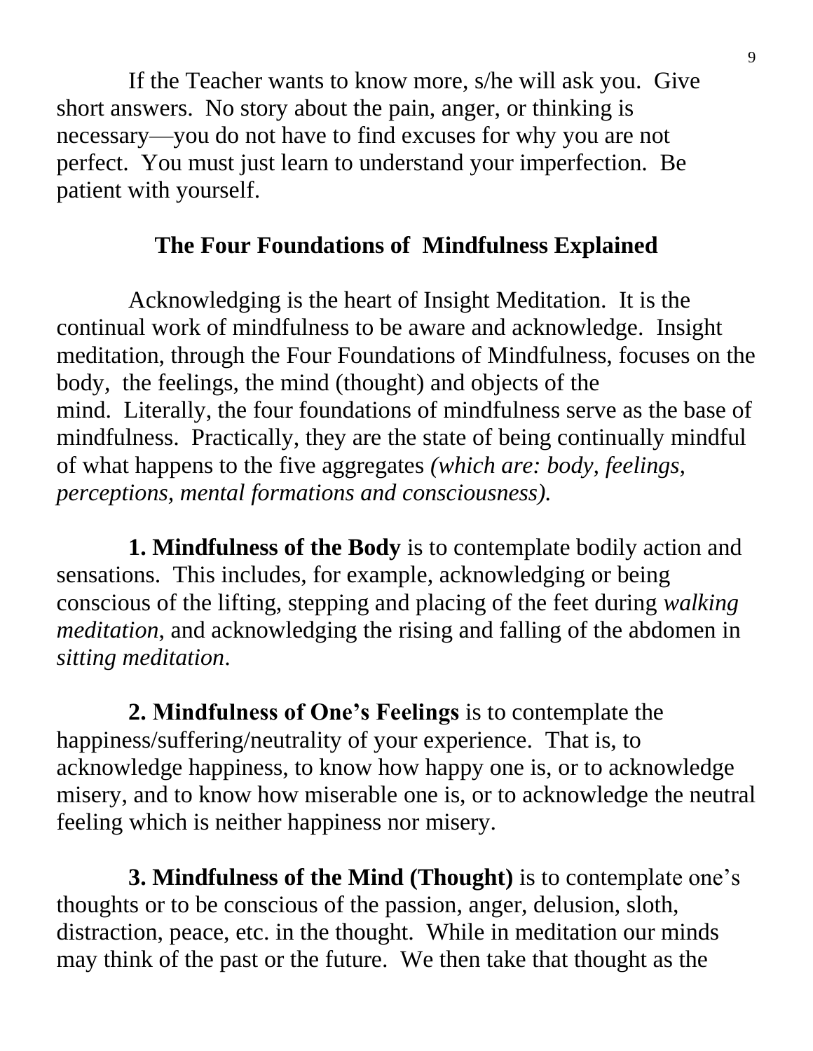If the Teacher wants to know more, s/he will ask you. Give short answers. No story about the pain, anger, or thinking is necessary—you do not have to find excuses for why you are not perfect. You must just learn to understand your imperfection. Be patient with yourself.

## The Four Foundations of Mindfulness Explained

Acknowledging is the heart of Insight Meditation. It is the continual work of mindfulness to be aware and acknowledge. Insight meditation, through the Four Foundations of Mindfulness, focuses on the body, the feelings, the mind (thought) and objects of the mind. Literally, the four foundations of mindfulness serve as the base of mindfulness. Practically, they are the state of being continually mindful of what happens to the five aggregates *(which are: body, feelings, perceptions, mental formations and consciousness).*

**1. Mindfulness of the Body** is to contemplate bodily action and sensations. This includes, for example, acknowledging or being conscious of the lifting, stepping and placing of the feet during *walking meditation*, and acknowledging the rising and falling of the abdomen in *sitting meditation*.

**2. Mindfulness of One's Feelings** is to contemplate the happiness/suffering/neutrality of your experience. That is, to acknowledge happiness, to know how happy one is, or to acknowledge misery, and to know how miserable one is, or to acknowledge the neutral feeling which is neither happiness nor misery.

**3. Mindfulness of the Mind (Thought)** is to contemplate one's thoughts or to be conscious of the passion, anger, delusion, sloth, distraction, peace, etc. in the thought. While in meditation our minds may think of the past or the future. We then take that thought as the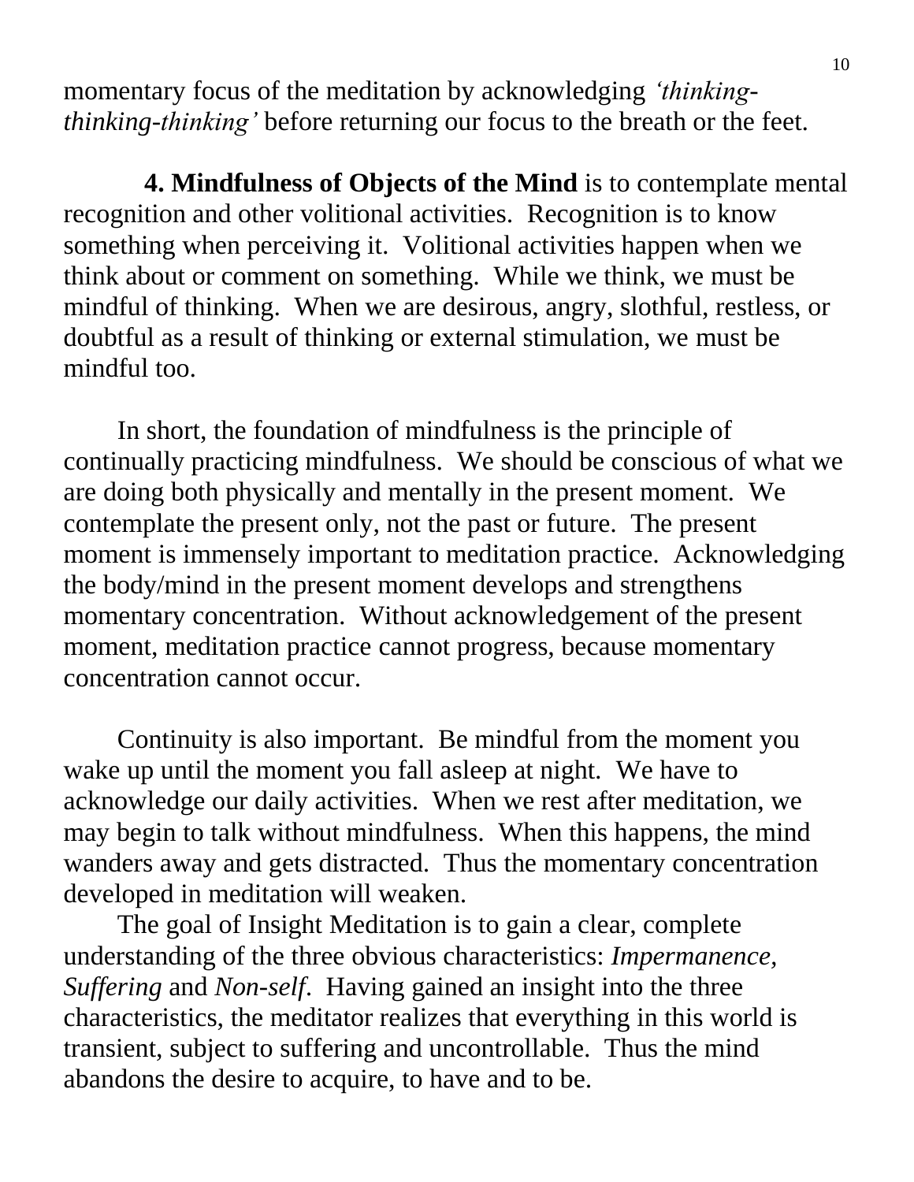momentary focus of the meditation by acknowledging *'thinking-thinking-thinking'* before returning our focus to the breath or the feet.

**4. Mindfulness of Objects of the Mind** is to contemplate mental recognition and other volitional activities. Recognition is to know something when perceiving it. Volitional activities happen when we think about or comment on something. While we think, we must be mindful of thinking. When we are desirous, angry, slothful, restless, or doubtful as a result of thinking or external stimulation, we must be mindful too.

In short, the foundation of mindfulness is the principle of continually practicing mindfulness. We should be conscious of what we are doing both physically and mentally in the present moment. We contemplate the present only, not the past or future. The present moment is immensely important to meditation practice. Acknowledging the body/mind in the present moment develops and strengthens momentary concentration. Without acknowledgement of the present moment, meditation practice cannot progress, because momentary concentration cannot occur.

Continuity is also important. Be mindful from the moment you wake up until the moment you fall asleep at night. We have to acknowledge our daily activities. When we rest after meditation, we may begin to talk without mindfulness. When this happens, the mind wanders away and gets distracted. Thus the momentary concentration developed in meditation will weaken.

The goal of Insight Meditation is to gain a clear, complete understanding of the three obvious characteristics: *Impermanence*, *Suffering* and *Non-self*. Having gained an insight into the three characteristics, the meditator realizes that everything in this world is transient, subject to suffering and uncontrollable. Thus the mind abandons the desire to acquire, to have and to be.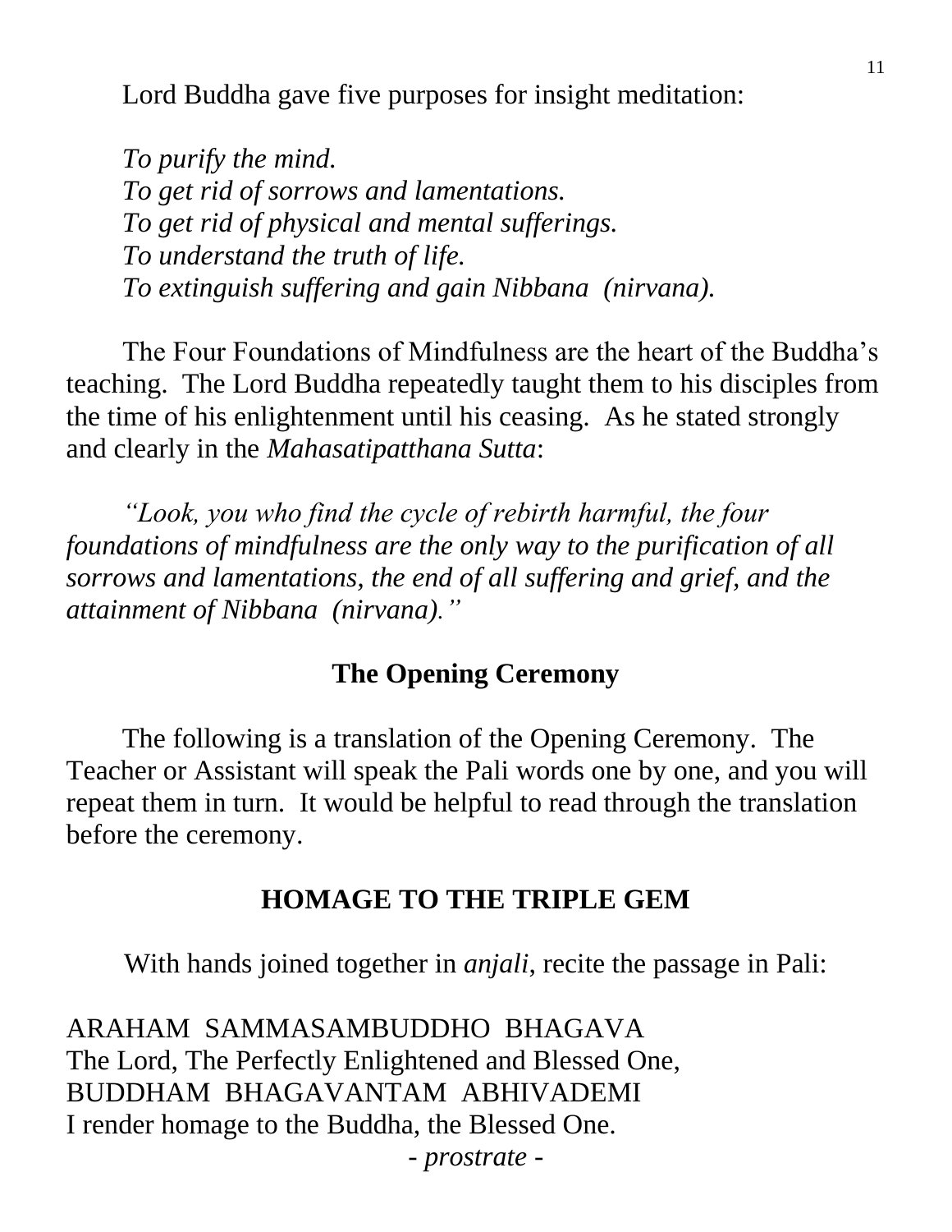Lord Buddha gave five purposes for insight meditation:

*To purify the mind.*  
*To get rid of sorrows and lamentations.*  
*To get rid of physical and mental sufferings.*  
*To understand the truth of life.*  
*To extinguish suffering and gain Nibbana (nirvana).*

The Four Foundations of Mindfulness are the heart of the Buddha's teaching. The Lord Buddha repeatedly taught them to his disciples from the time of his enlightenment until his ceasing. As he stated strongly and clearly in the *Mahasatipatthana Sutta*:

*"Look, you who find the cycle of rebirth harmful, the four foundations of mindfulness are the only way to the purification of all sorrows and lamentations, the end of all suffering and grief, and the attainment of Nibbana (nirvana)."*

## The Opening Ceremony

The following is a translation of the Opening Ceremony. The Teacher or Assistant will speak the Pali words one by one, and you will repeat them in turn. It would be helpful to read through the translation before the ceremony.

## HOMAGE TO THE TRIPLE GEM

With hands joined together in *anjali*, recite the passage in Pali:

ARAHAM SAMMASAMBUDDHO BHAGAVA  
The Lord, The Perfectly Enlightened and Blessed One,  
BUDDHAM BHAGAVANTAM ABHIVADEMI  
I render homage to the Buddha, the Blessed One.

- *prostrate* -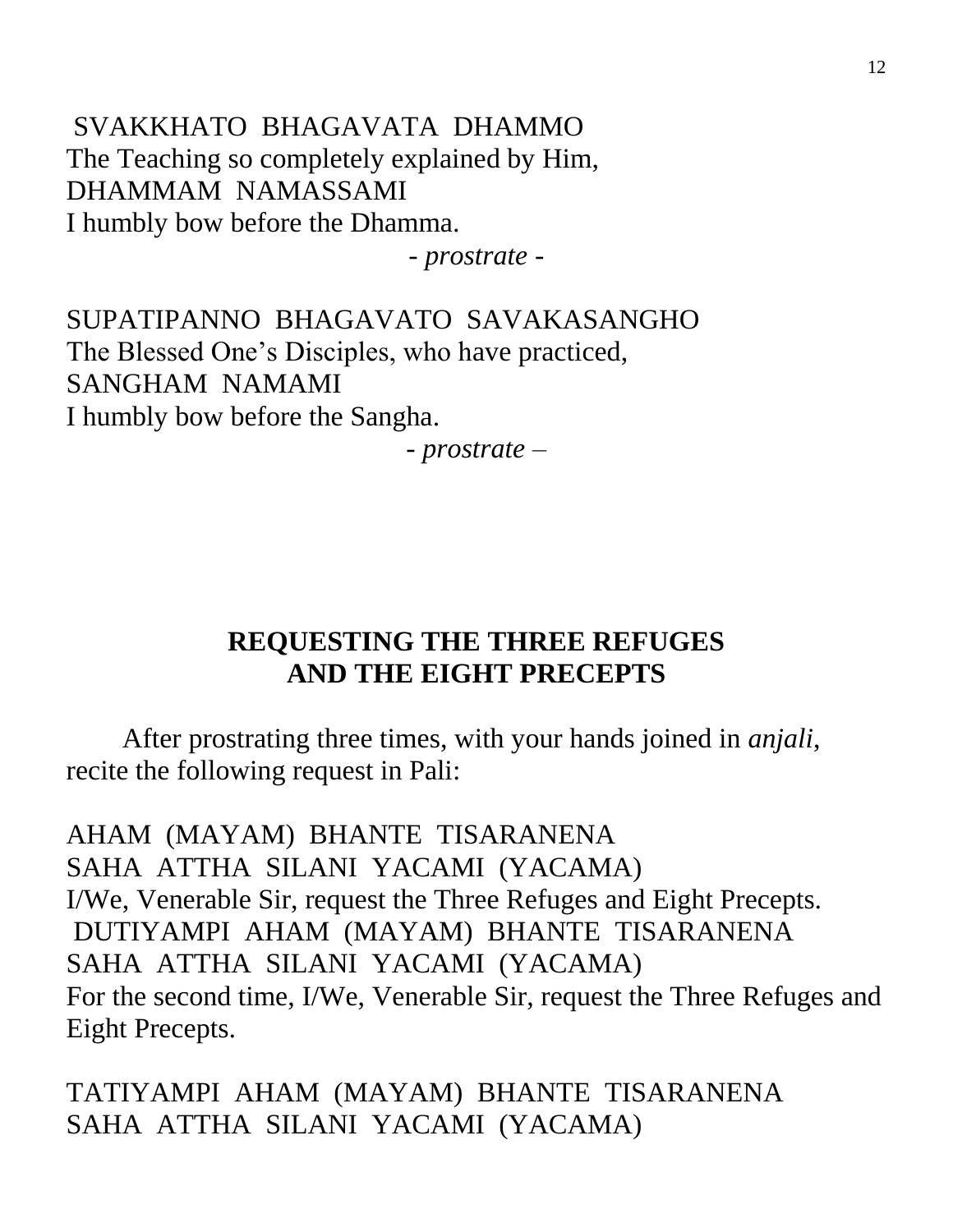SVAKKHATO BHAGAVATA DHAMMO
The Teaching so completely explained by Him,
DHAMMAM NAMASSAMI
I humbly bow before the Dhamma.

- *prostrate* -

SUPATIPANNO BHAGAVATO SAVAKASANGHO
The Blessed One's Disciples, who have practiced,
SANGHAM NAMAMI
I humbly bow before the Sangha.

- *prostrate* –

## REQUESTING THE THREE REFUGES AND THE EIGHT PRECEPTS

After prostrating three times, with your hands joined in *anjali*, recite the following request in Pali:

AHAM (MAYAM) BHANTE TISARANENA
SAHA ATTHA SILANI YACAMI (YACAMA)
I/We, Venerable Sir, request the Three Refuges and Eight Precepts.
DUTIYAMPI AHAM (MAYAM) BHANTE TISARANENA
SAHA ATTHA SILANI YACAMI (YACAMA)
For the second time, I/We, Venerable Sir, request the Three Refuges and Eight Precepts.

TATIYAMPI AHAM (MAYAM) BHANTE TISARANENA
SAHA ATTHA SILANI YACAMI (YACAMA)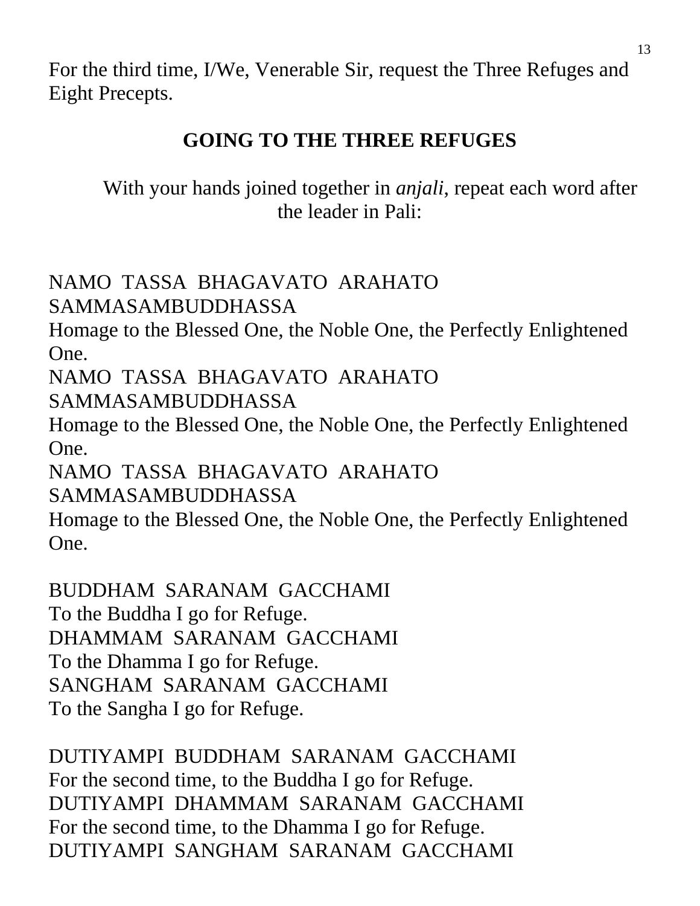For the third time, I/We, Venerable Sir, request the Three Refuges and Eight Precepts.

## GOING TO THE THREE REFUGES

With your hands joined together in *anjali*, repeat each word after the leader in Pali:

NAMO TASSA BHAGAVATO ARAHATO SAMMASAMBUDDHASSA
Homage to the Blessed One, the Noble One, the Perfectly Enlightened One.
NAMO TASSA BHAGAVATO ARAHATO SAMMASAMBUDDHASSA
Homage to the Blessed One, the Noble One, the Perfectly Enlightened One.
NAMO TASSA BHAGAVATO ARAHATO SAMMASAMBUDDHASSA
Homage to the Blessed One, the Noble One, the Perfectly Enlightened One.

BUDDHAM SARANAM GACCHAMI
To the Buddha I go for Refuge.
DHAMMAM SARANAM GACCHAMI
To the Dhamma I go for Refuge.
SANGHAM SARANAM GACCHAMI
To the Sangha I go for Refuge.

DUTIYAMPI BUDDHAM SARANAM GACCHAMI
For the second time, to the Buddha I go for Refuge.
DUTIYAMPI DHAMMAM SARANAM GACCHAMI
For the second time, to the Dhamma I go for Refuge.
DUTIYAMPI SANGHAM SARANAM GACCHAMI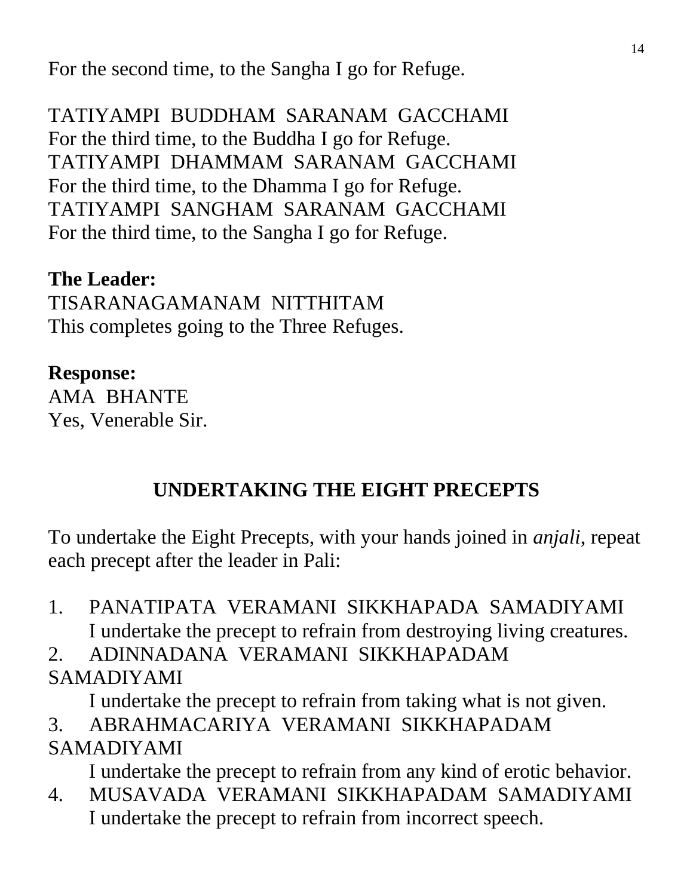For the second time, to the Sangha I go for Refuge.

TATIYAMPI BUDDHAM SARANAM GACCHAMI
For the third time, to the Buddha I go for Refuge.
TATIYAMPI DHAMMAM SARANAM GACCHAMI
For the third time, to the Dhamma I go for Refuge.
TATIYAMPI SANGHAM SARANAM GACCHAMI
For the third time, to the Sangha I go for Refuge.

**The Leader:**
TISARANAGAMANAM NITTHITAM
This completes going to the Three Refuges.

**Response:**
AMA BHANTE
Yes, Venerable Sir.

## UNDERTAKING THE EIGHT PRECEPTS

To undertake the Eight Precepts, with your hands joined in *anjali*, repeat each precept after the leader in Pali:

1. PANATIPATA VERAMANI SIKKHAPADA SAMADIYAMI
   I undertake the precept to refrain from destroying living creatures.
2. ADINNADANA VERAMANI SIKKHAPADAM SAMADIYAMI
   I undertake the precept to refrain from taking what is not given.
3. ABRAHMACARIYA VERAMANI SIKKHAPADAM SAMADIYAMI
   I undertake the precept to refrain from any kind of erotic behavior.
4. MUSAVADA VERAMANI SIKKHAPADAM SAMADIYAMI
   I undertake the precept to refrain from incorrect speech.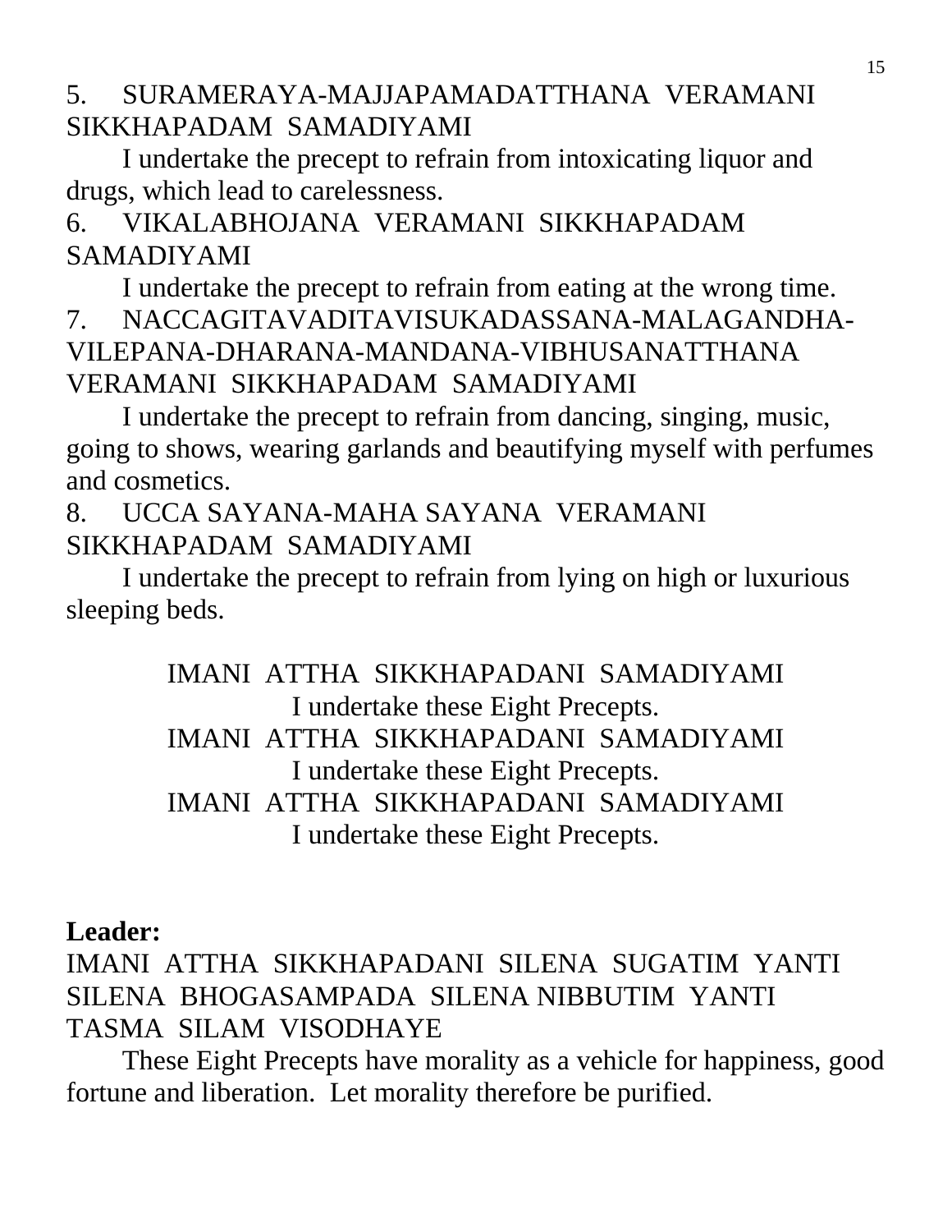5. SURAMERAYA-MAJJAPAMADATTHANA VERAMANI SIKKHAPADAM SAMADIYAMI

I undertake the precept to refrain from intoxicating liquor and drugs, which lead to carelessness.

6. VIKALABHOJANA VERAMANI SIKKHAPADAM SAMADIYAMI

I undertake the precept to refrain from eating at the wrong time.

7. NACCAGITAVADITAVISUKADASSANA-MALAGANDHA-VILEPANA-DHARANA-MANDANA-VIBHUSANATTHANA VERAMANI SIKKHAPADAM SAMADIYAMI

I undertake the precept to refrain from dancing, singing, music, going to shows, wearing garlands and beautifying myself with perfumes and cosmetics.

8. UCCA SAYANA-MAHA SAYANA VERAMANI SIKKHAPADAM SAMADIYAMI

I undertake the precept to refrain from lying on high or luxurious sleeping beds.

IMANI ATTHA SIKKHAPADANI SAMADIYAMI
I undertake these Eight Precepts.
IMANI ATTHA SIKKHAPADANI SAMADIYAMI
I undertake these Eight Precepts.
IMANI ATTHA SIKKHAPADANI SAMADIYAMI
I undertake these Eight Precepts.

**Leader:**
IMANI ATTHA SIKKHAPADANI SILENA SUGATIM YANTI
SILENA BHOGASAMPADA SILENA NIBBUTIM YANTI
TASMA SILAM VISODHAYE

These Eight Precepts have morality as a vehicle for happiness, good fortune and liberation. Let morality therefore be purified.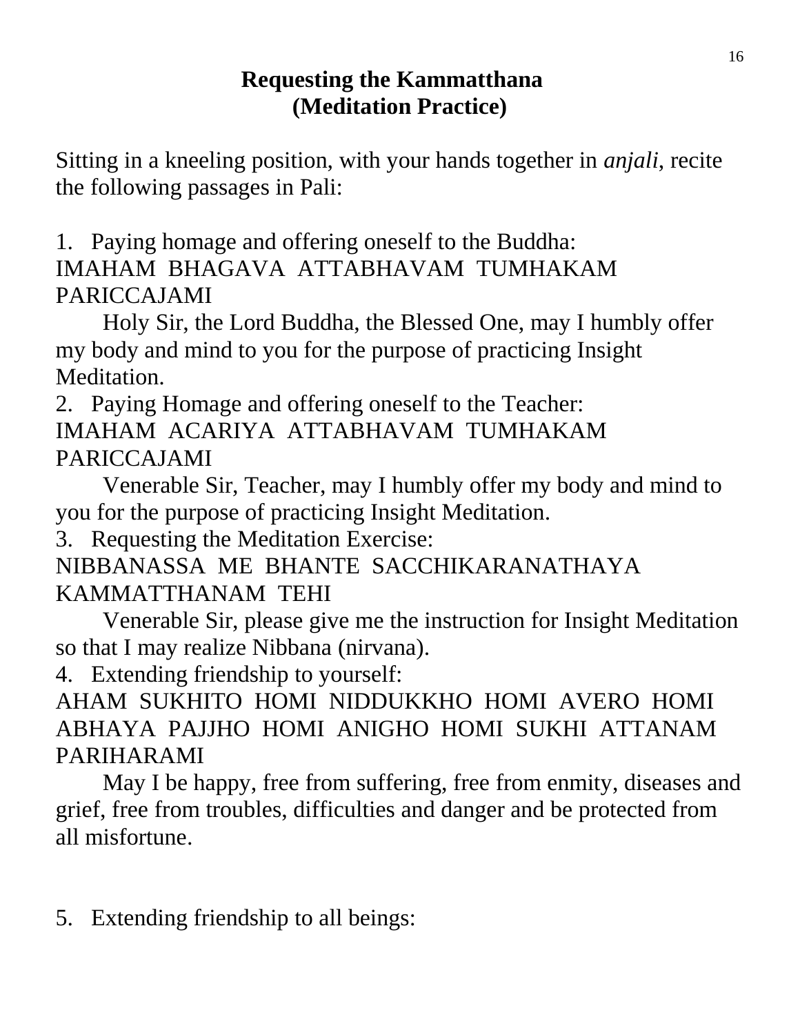## Requesting the Kammatthana
## (Meditation Practice)

Sitting in a kneeling position, with your hands together in *anjali*, recite the following passages in Pali:

1. Paying homage and offering oneself to the Buddha:
IMAHAM BHAGAVA ATTABHAVAM TUMHAKAM PARICCAJAMI

Holy Sir, the Lord Buddha, the Blessed One, may I humbly offer my body and mind to you for the purpose of practicing Insight Meditation.

2. Paying Homage and offering oneself to the Teacher:
IMAHAM ACARIYA ATTABHAVAM TUMHAKAM PARICCAJAMI

Venerable Sir, Teacher, may I humbly offer my body and mind to you for the purpose of practicing Insight Meditation.

3. Requesting the Meditation Exercise:
NIBBANASSA ME BHANTE SACCHIKARANATHAYA KAMMATTHANAM TEHI

Venerable Sir, please give me the instruction for Insight Meditation so that I may realize Nibbana (nirvana).

4. Extending friendship to yourself:
AHAM SUKHITO HOMI NIDDUKKHO HOMI AVERO HOMI ABHAYA PAJJHO HOMI ANIGHO HOMI SUKHI ATTANAM PARIHARAMI

May I be happy, free from suffering, free from enmity, diseases and grief, free from troubles, difficulties and danger and be protected from all misfortune.

5. Extending friendship to all beings: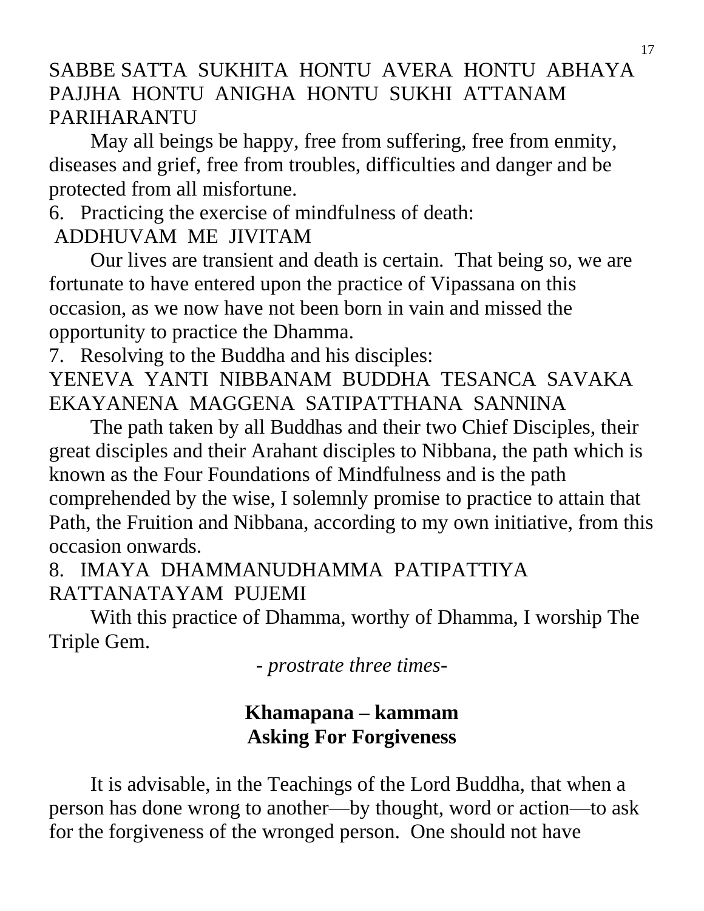SABBE SATTA SUKHITA HONTU AVERA HONTU ABHAYA PAJJHA HONTU ANIGHA HONTU SUKHI ATTANAM PARIHARANTU

May all beings be happy, free from suffering, free from enmity, diseases and grief, free from troubles, difficulties and danger and be protected from all misfortune.

6. Practicing the exercise of mindfulness of death:

ADDHUVAM ME JIVITAM

Our lives are transient and death is certain. That being so, we are fortunate to have entered upon the practice of Vipassana on this occasion, as we now have not been born in vain and missed the opportunity to practice the Dhamma.

7. Resolving to the Buddha and his disciples:

YENEVA YANTI NIBBANAM BUDDHA TESANCA SAVAKA EKAYANENA MAGGENA SATIPATTHANA SANNINA

The path taken by all Buddhas and their two Chief Disciples, their great disciples and their Arahant disciples to Nibbana, the path which is known as the Four Foundations of Mindfulness and is the path comprehended by the wise, I solemnly promise to practice to attain that Path, the Fruition and Nibbana, according to my own initiative, from this occasion onwards.

8. IMAYA DHAMMANUDHAMMA PATIPATTIYA RATTANATAYAM PUJEMI

With this practice of Dhamma, worthy of Dhamma, I worship The Triple Gem.

*- prostrate three times-*

## Khamapana – kammam
## Asking For Forgiveness

It is advisable, in the Teachings of the Lord Buddha, that when a person has done wrong to another—by thought, word or action—to ask for the forgiveness of the wronged person. One should not have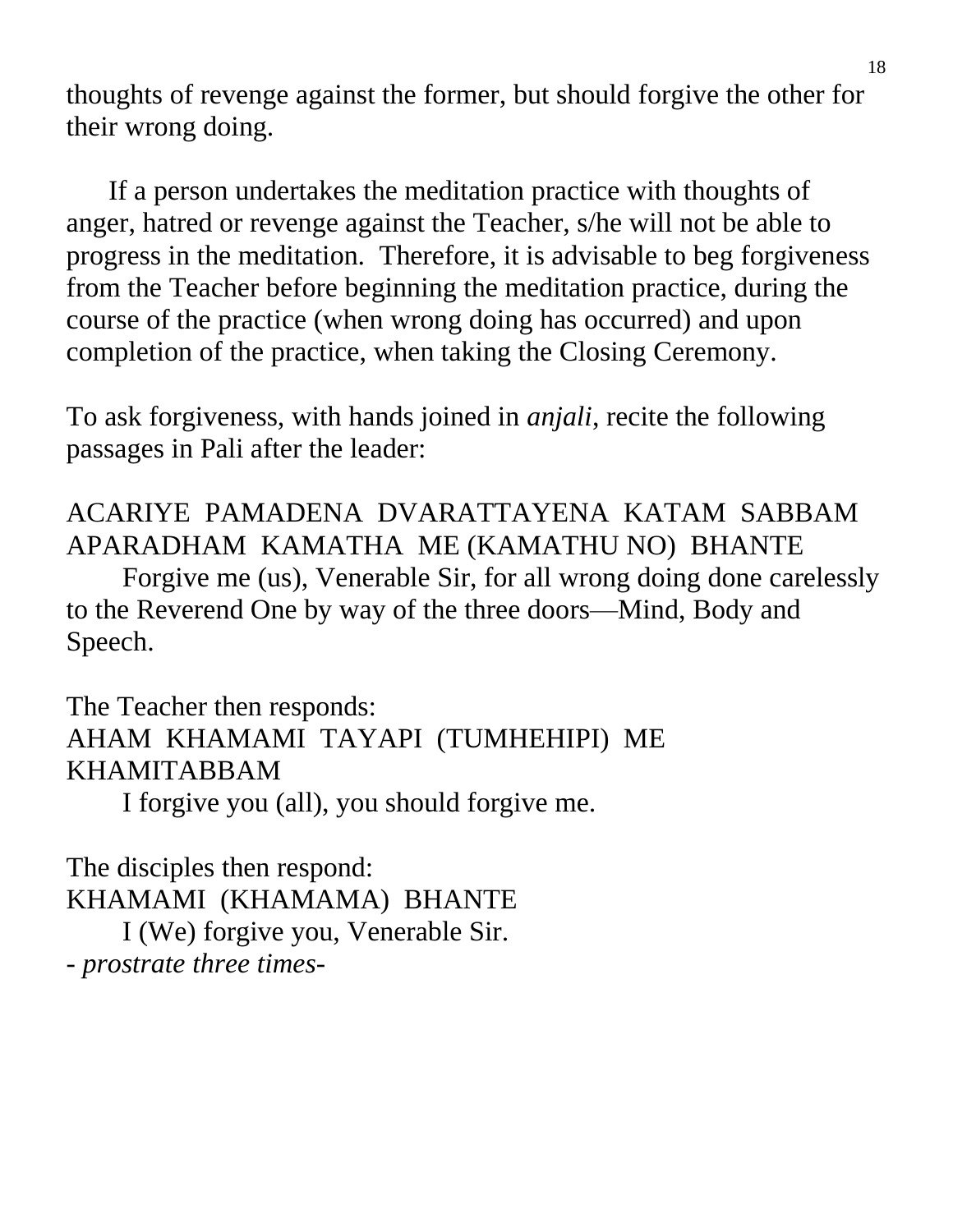thoughts of revenge against the former, but should forgive the other for their wrong doing.

If a person undertakes the meditation practice with thoughts of anger, hatred or revenge against the Teacher, s/he will not be able to progress in the meditation. Therefore, it is advisable to beg forgiveness from the Teacher before beginning the meditation practice, during the course of the practice (when wrong doing has occurred) and upon completion of the practice, when taking the Closing Ceremony.

To ask forgiveness, with hands joined in *anjali*, recite the following passages in Pali after the leader:

ACARIYE PAMADENA DVARATTAYENA KATAM SABBAM APARADHAM KAMATHA ME (KAMATHU NO) BHANTE

Forgive me (us), Venerable Sir, for all wrong doing done carelessly to the Reverend One by way of the three doors—Mind, Body and Speech.

The Teacher then responds:
AHAM KHAMAMI TAYAPI (TUMHEHIPI) ME KHAMITABBAM

I forgive you (all), you should forgive me.

The disciples then respond:
KHAMAMI (KHAMAMA) BHANTE

I (We) forgive you, Venerable Sir.

- *prostrate three times*-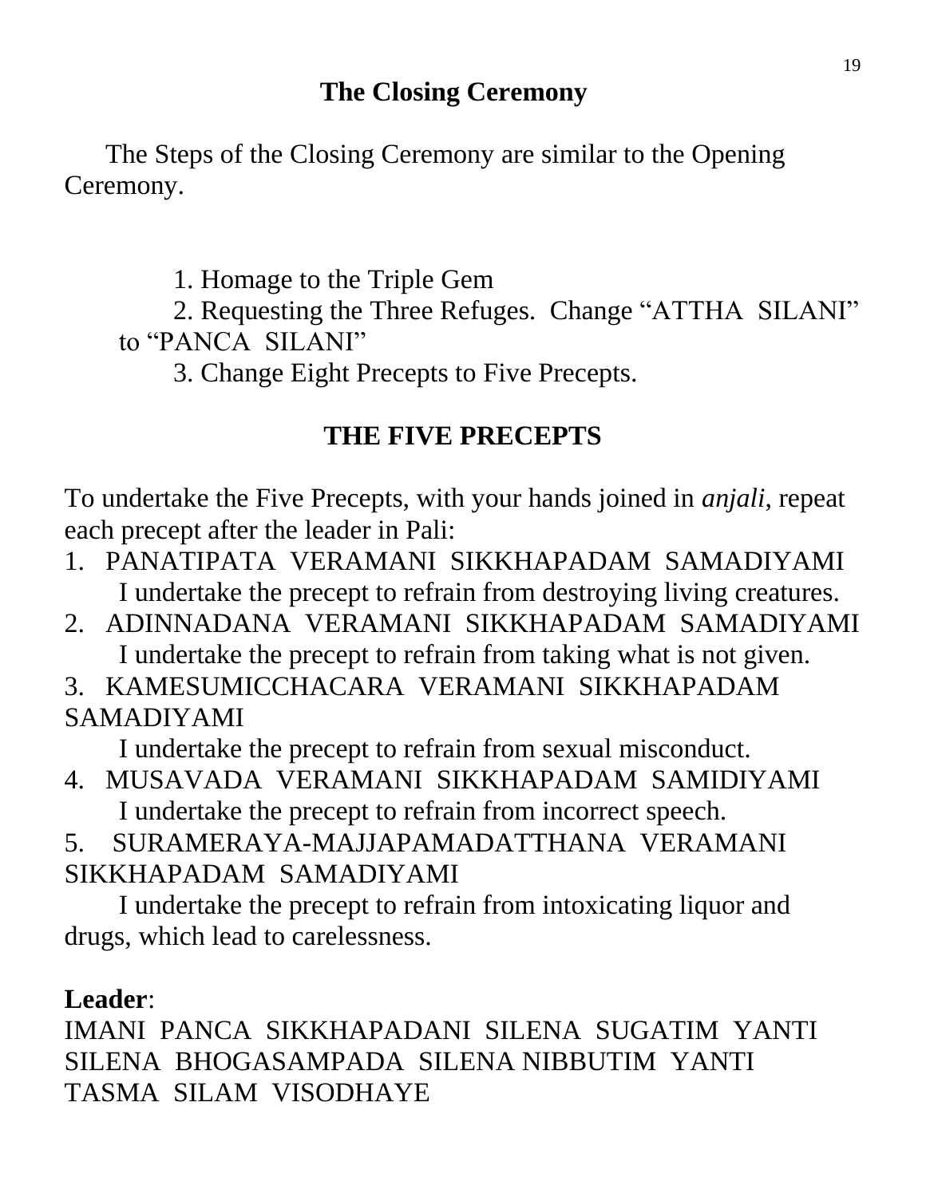## The Closing Ceremony

The Steps of the Closing Ceremony are similar to the Opening Ceremony.

1. Homage to the Triple Gem
2. Requesting the Three Refuges. Change "ATTHA SILANI" to "PANCA SILANI"
3. Change Eight Precepts to Five Precepts.

## THE FIVE PRECEPTS

To undertake the Five Precepts, with your hands joined in *anjali*, repeat each precept after the leader in Pali:

1. PANATIPATA VERAMANI SIKKHAPADAM SAMADIYAMI
   I undertake the precept to refrain from destroying living creatures.
2. ADINNADANA VERAMANI SIKKHAPADAM SAMADIYAMI
   I undertake the precept to refrain from taking what is not given.
3. KAMESUMICCHACARA VERAMANI SIKKHAPADAM SAMADIYAMI
   I undertake the precept to refrain from sexual misconduct.
4. MUSAVADA VERAMANI SIKKHAPADAM SAMIDIYAMI
   I undertake the precept to refrain from incorrect speech.
5. SURAMERAYA-MAJJAPAMADATTHANA VERAMANI SIKKHAPADAM SAMADIYAMI
   I undertake the precept to refrain from intoxicating liquor and drugs, which lead to carelessness.

**Leader**:
IMANI PANCA SIKKHAPADANI SILENA SUGATIM YANTI
SILENA BHOGASAMPADA SILENA NIBBUTIM YANTI
TASMA SILAM VISODHAYE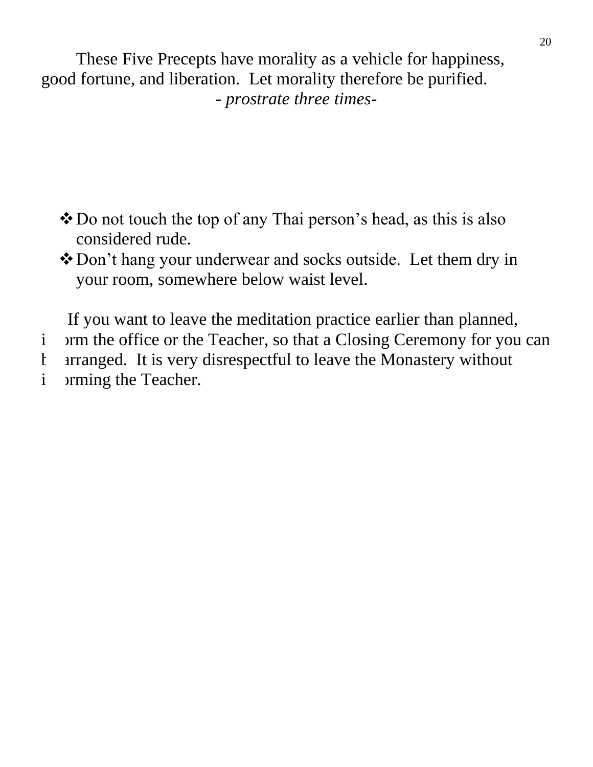These Five Precepts have morality as a vehicle for happiness, good fortune, and liberation. Let morality therefore be purified.

- *prostrate three times*-

- Do not touch the top of any Thai person's head, as this is also considered rude.
- Don't hang your underwear and socks outside. Let them dry in your room, somewhere below waist level.

If you want to leave the meditation practice earlier than planned, inform the office or the Teacher, so that a Closing Ceremony for you can be arranged. It is very disrespectful to leave the Monastery without informing the Teacher.